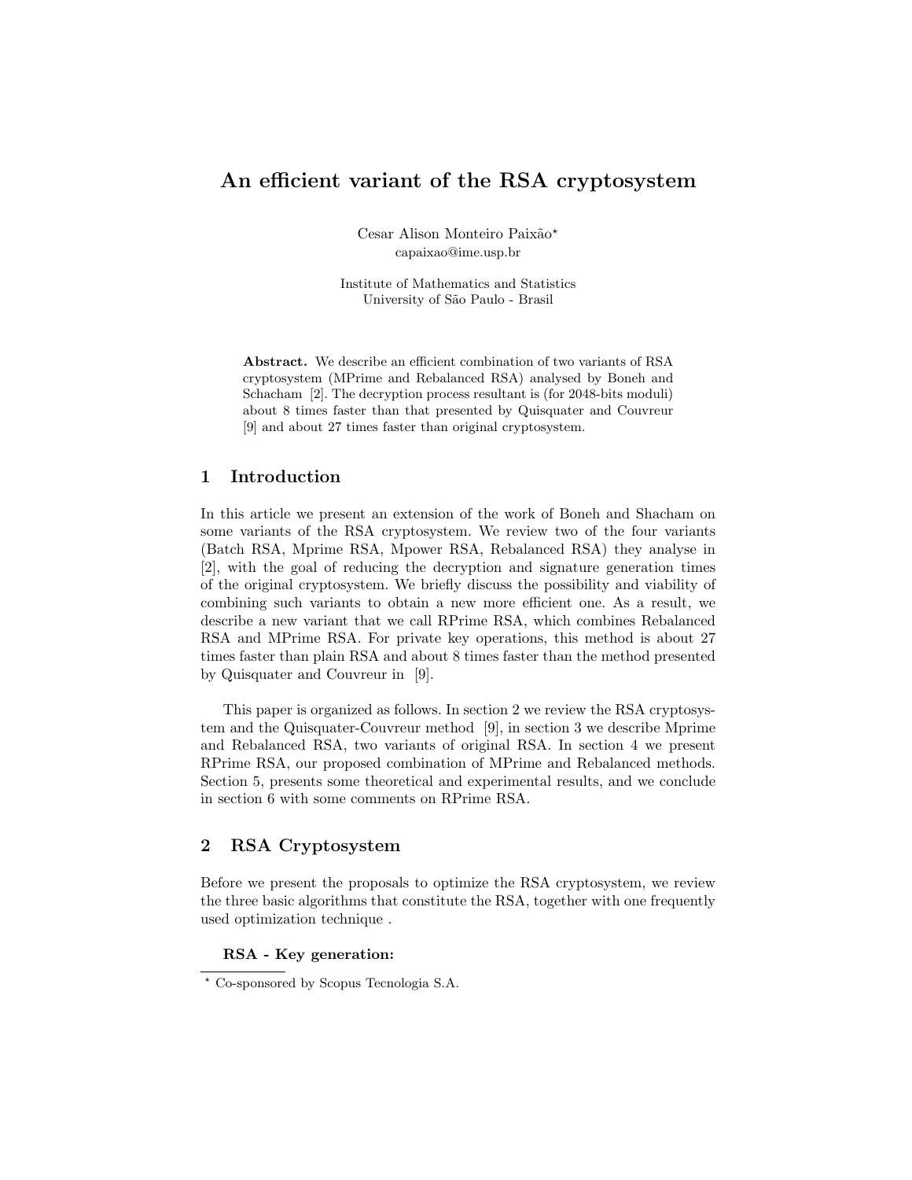# An efficient variant of the RSA cryptosystem

Cesar Alison Monteiro Paixão*
capaixao@ime.usp.br

Institute of Mathematics and Statistics
University of São Paulo - Brasil

**Abstract.** We describe an efficient combination of two variants of RSA cryptosystem (MPrime and Rebalanced RSA) analysed by Boneh and Schacham [2]. The decryption process resultant is (for 2048-bits moduli) about 8 times faster than that presented by Quisquater and Couvreur [9] and about 27 times faster than original cryptosystem.

## 1 Introduction

In this article we present an extension of the work of Boneh and Shacham on some variants of the RSA cryptosystem. We review two of the four variants (Batch RSA, Mprime RSA, Mpower RSA, Rebalanced RSA) they analyse in [2], with the goal of reducing the decryption and signature generation times of the original cryptosystem. We briefly discuss the possibility and viability of combining such variants to obtain a new more efficient one. As a result, we describe a new variant that we call RPrime RSA, which combines Rebalanced RSA and MPrime RSA. For private key operations, this method is about 27 times faster than plain RSA and about 8 times faster than the method presented by Quisquater and Couvreur in [9].

This paper is organized as follows. In section 2 we review the RSA cryptosystem and the Quisquater-Couvreur method [9], in section 3 we describe Mprime and Rebalanced RSA, two variants of original RSA. In section 4 we present RPrime RSA, our proposed combination of MPrime and Rebalanced methods. Section 5, presents some theoretical and experimental results, and we conclude in section 6 with some comments on RPrime RSA.

## 2 RSA Cryptosystem

Before we present the proposals to optimize the RSA cryptosystem, we review the three basic algorithms that constitute the RSA, together with one frequently used optimization technique .

**RSA - Key generation:**

* Co-sponsored by Scopus Tecnologia S.A.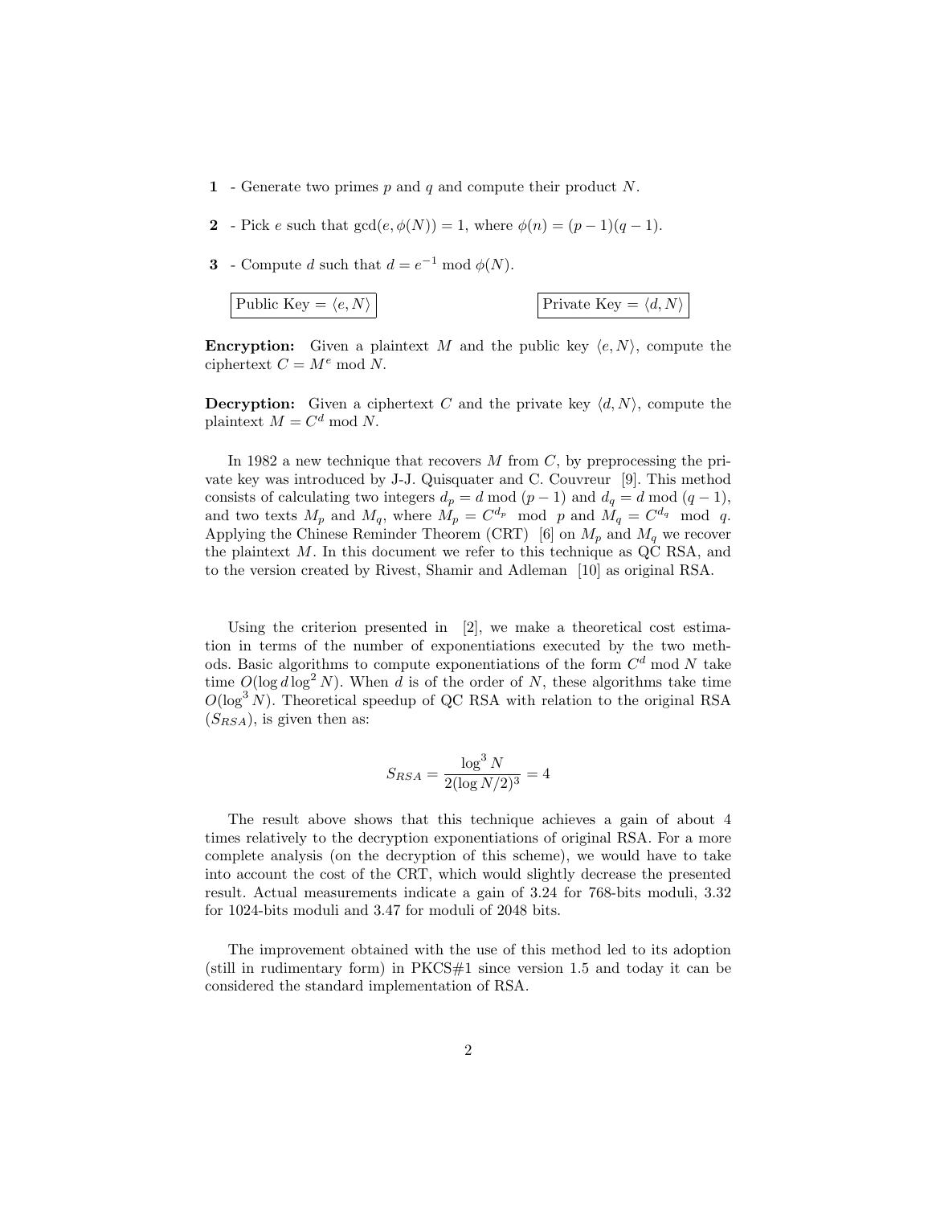**1** - Generate two primes $p$ and $q$ and compute their product $N$.

**2** - Pick $e$ such that $\gcd(e, \phi(N)) = 1$, where $\phi(n) = (p-1)(q-1)$.

**3** - Compute $d$ such that $d = e^{-1} \bmod \phi(N)$.

Public Key = $\langle e, N \rangle$

Private Key = $\langle d, N \rangle$

**Encryption:** Given a plaintext $M$ and the public key $\langle e, N \rangle$, compute the ciphertext $C = M^e \bmod N$.

**Decryption:** Given a ciphertext $C$ and the private key $\langle d, N \rangle$, compute the plaintext $M = C^d \bmod N$.

In 1982 a new technique that recovers $M$ from $C$, by preprocessing the private key was introduced by J-J. Quisquater and C. Couvreur [9]. This method consists of calculating two integers $d_p = d \bmod (p-1)$ and $d_q = d \bmod (q-1)$, and two texts $M_p$ and $M_q$, where $M_p = C^{d_p} \mod p$ and $M_q = C^{d_q} \mod q$. Applying the Chinese Reminder Theorem (CRT) [6] on $M_p$ and $M_q$ we recover the plaintext $M$. In this document we refer to this technique as QC RSA, and to the version created by Rivest, Shamir and Adleman [10] as original RSA.

Using the criterion presented in [2], we make a theoretical cost estimation in terms of the number of exponentiations executed by the two methods. Basic algorithms to compute exponentiations of the form $C^d \bmod N$ take time $O(\log d \log^2 N)$. When $d$ is of the order of $N$, these algorithms take time $O(\log^3 N)$. Theoretical speedup of QC RSA with relation to the original RSA ($S_{RSA}$), is given then as:

$$S_{RSA} = \frac{\log^3 N}{2(\log N/2)^3} = 4$$

The result above shows that this technique achieves a gain of about 4 times relatively to the decryption exponentiations of original RSA. For a more complete analysis (on the decryption of this scheme), we would have to take into account the cost of the CRT, which would slightly decrease the presented result. Actual measurements indicate a gain of 3.24 for 768-bits moduli, 3.32 for 1024-bits moduli and 3.47 for moduli of 2048 bits.

The improvement obtained with the use of this method led to its adoption (still in rudimentary form) in PKCS#1 since version 1.5 and today it can be considered the standard implementation of RSA.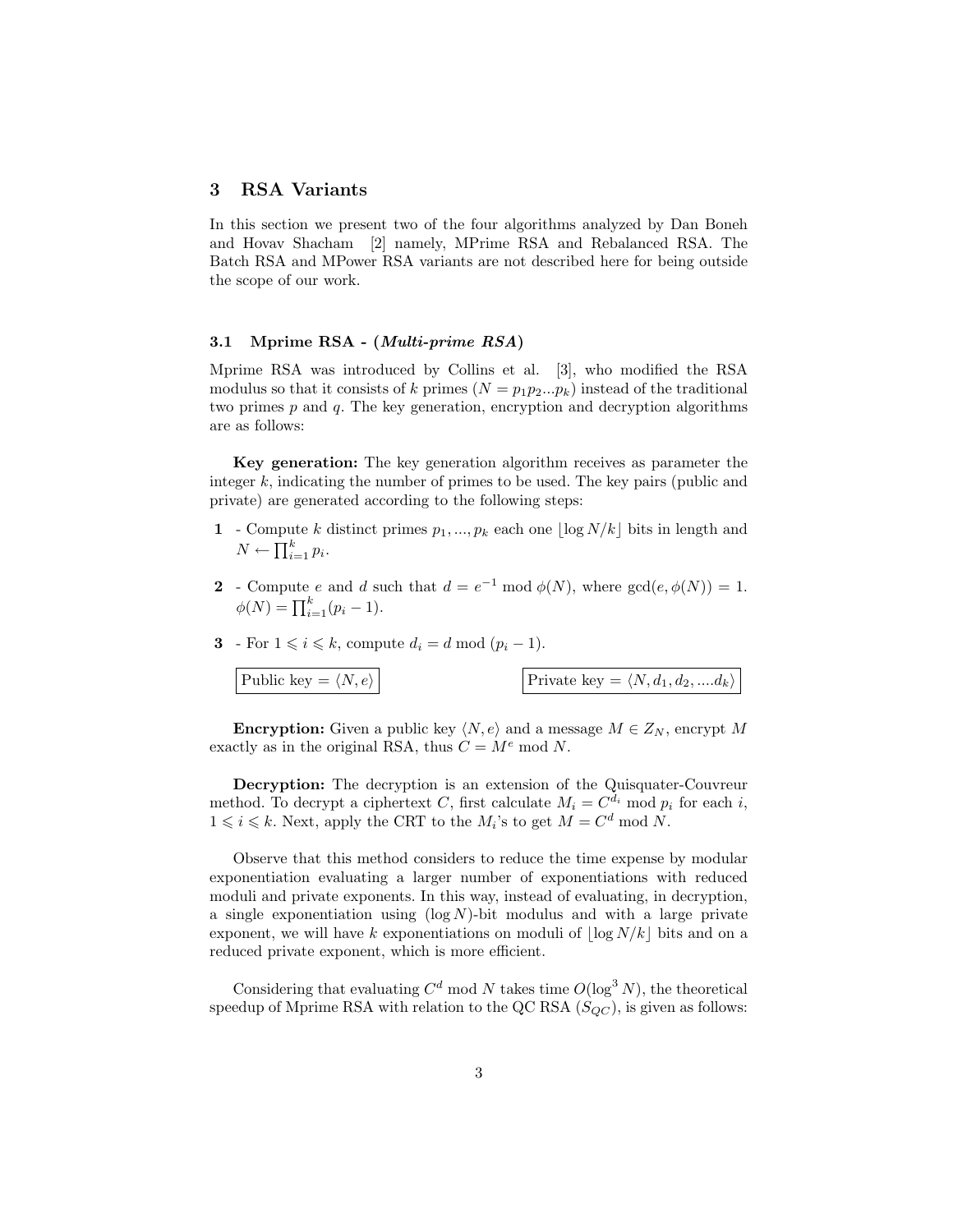## 3 RSA Variants

In this section we present two of the four algorithms analyzed by Dan Boneh and Hovav Shacham [2] namely, MPrime RSA and Rebalanced RSA. The Batch RSA and MPower RSA variants are not described here for being outside the scope of our work.

### 3.1 Mprime RSA - (*Multi-prime RSA*)

Mprime RSA was introduced by Collins et al. [3], who modified the RSA modulus so that it consists of $k$ primes ($N = p_1 p_2 ... p_k$) instead of the traditional two primes $p$ and $q$. The key generation, encryption and decryption algorithms are as follows:

**Key generation:** The key generation algorithm receives as parameter the integer $k$, indicating the number of primes to be used. The key pairs (public and private) are generated according to the following steps:

**1** - Compute $k$ distinct primes $p_1, ..., p_k$ each one $\lfloor \log N/k \rfloor$ bits in length and $N \leftarrow \prod_{i=1}^{k} p_i$.

**2** - Compute $e$ and $d$ such that $d = e^{-1} \bmod \phi(N)$, where $\gcd(e, \phi(N)) = 1$. $\phi(N) = \prod_{i=1}^{k} (p_i - 1)$.

**3** - For $1 \leqslant i \leqslant k$, compute $d_i = d \bmod (p_i - 1)$.

Public key $= \langle N, e \rangle$

Private key $= \langle N, d_1, d_2, ....d_k \rangle$

**Encryption:** Given a public key $\langle N, e \rangle$ and a message $M \in Z_N$, encrypt $M$ exactly as in the original RSA, thus $C = M^e \bmod N$.

**Decryption:** The decryption is an extension of the Quisquater-Couvreur method. To decrypt a ciphertext $C$, first calculate $M_i = C^{d_i} \bmod p_i$ for each $i$, $1 \leqslant i \leqslant k$. Next, apply the CRT to the $M_i$'s to get $M = C^d \bmod N$.

Observe that this method considers to reduce the time expense by modular exponentiation evaluating a larger number of exponentiations with reduced moduli and private exponents. In this way, instead of evaluating, in decryption, a single exponentiation using $(\log N)$-bit modulus and with a large private exponent, we will have $k$ exponentiations on moduli of $\lfloor \log N/k \rfloor$ bits and on a reduced private exponent, which is more efficient.

Considering that evaluating $C^d \bmod N$ takes time $O(\log^3 N)$, the theoretical speedup of Mprime RSA with relation to the QC RSA ($S_{QC}$), is given as follows: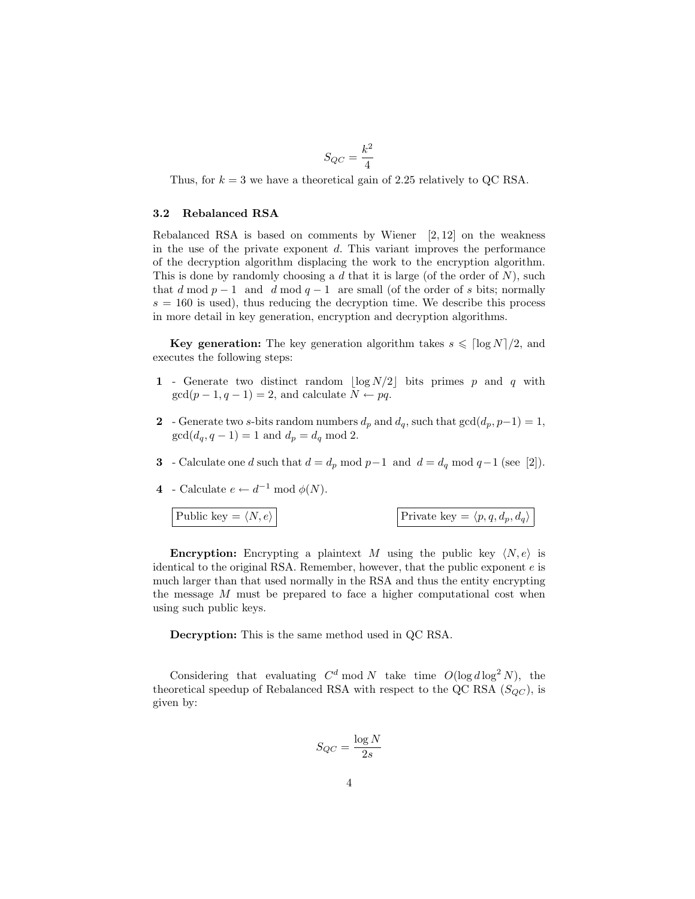$$S_{QC} = \frac{k^2}{4}$$

Thus, for $k = 3$ we have a theoretical gain of 2.25 relatively to QC RSA.

### 3.2 Rebalanced RSA

Rebalanced RSA is based on comments by Wiener [2, 12] on the weakness in the use of the private exponent $d$. This variant improves the performance of the decryption algorithm displacing the work to the encryption algorithm. This is done by randomly choosing a $d$ that it is large (of the order of $N$), such that $d \bmod p-1$ and $d \bmod q-1$ are small (of the order of $s$ bits; normally $s = 160$ is used), thus reducing the decryption time. We describe this process in more detail in key generation, encryption and decryption algorithms.

**Key generation:** The key generation algorithm takes $s \leqslant \lceil \log N \rceil / 2$, and executes the following steps:

**1** - Generate two distinct random $\lfloor \log N/2 \rfloor$ bits primes $p$ and $q$ with $\gcd(p-1, q-1) = 2$, and calculate $N \leftarrow pq$.

**2** - Generate two $s$-bits random numbers $d_p$ and $d_q$, such that $\gcd(d_p, p-1) = 1$, $\gcd(d_q, q-1) = 1$ and $d_p = d_q \bmod 2$.

**3** - Calculate one $d$ such that $d = d_p \bmod p-1$ and $d = d_q \bmod q-1$ (see [2]).

**4** - Calculate $e \leftarrow d^{-1} \bmod \phi(N)$.

Public key = $\langle N, e \rangle$

Private key = $\langle p, q, d_p, d_q \rangle$

**Encryption:** Encrypting a plaintext $M$ using the public key $\langle N, e \rangle$ is identical to the original RSA. Remember, however, that the public exponent $e$ is much larger than that used normally in the RSA and thus the entity encrypting the message $M$ must be prepared to face a higher computational cost when using such public keys.

**Decryption:** This is the same method used in QC RSA.

Considering that evaluating $C^d \bmod N$ take time $O(\log d \log^2 N)$, the theoretical speedup of Rebalanced RSA with respect to the QC RSA ($S_{QC}$), is given by:

$$S_{QC} = \frac{\log N}{2s}$$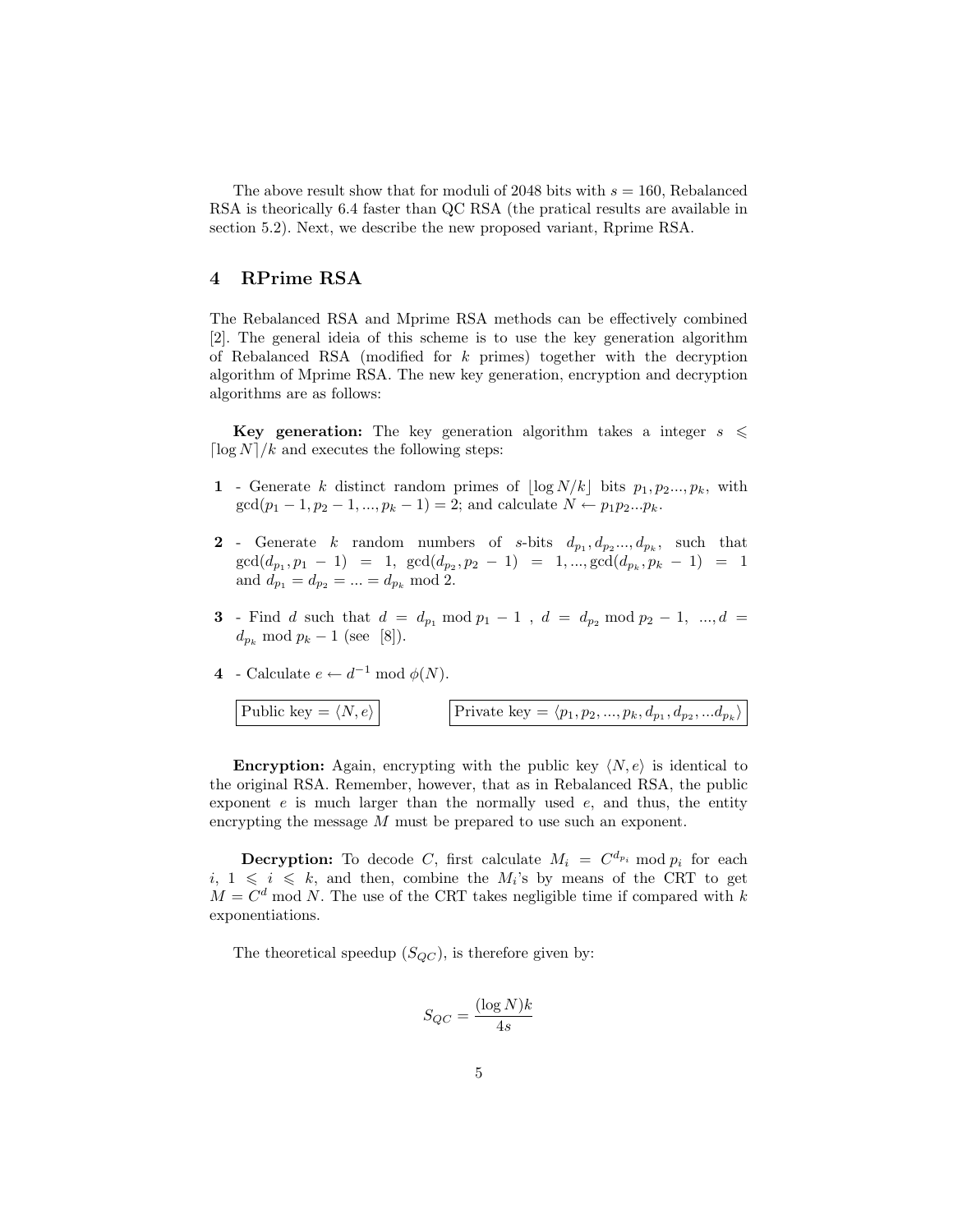The above result show that for moduli of 2048 bits with $s = 160$, Rebalanced RSA is theorically 6.4 faster than QC RSA (the pratical results are available in section 5.2). Next, we describe the new proposed variant, Rprime RSA.

## 4 RPrime RSA

The Rebalanced RSA and Mprime RSA methods can be effectively combined [2]. The general ideia of this scheme is to use the key generation algorithm of Rebalanced RSA (modified for $k$ primes) together with the decryption algorithm of Mprime RSA. The new key generation, encryption and decryption algorithms are as follows:

**Key generation:** The key generation algorithm takes a integer $s \leqslant \lceil \log N \rceil / k$ and executes the following steps:

**1** - Generate $k$ distinct random primes of $\lfloor \log N/k \rfloor$ bits $p_1, p_2 ..., p_k$, with $\gcd(p_1 - 1, p_2 - 1, ..., p_k - 1) = 2$; and calculate $N \leftarrow p_1 p_2 ... p_k$.

**2** - Generate $k$ random numbers of $s$-bits $d_{p_1}, d_{p_2} ..., d_{p_k}$, such that $\gcd(d_{p_1}, p_1 - 1) = 1$, $\gcd(d_{p_2}, p_2 - 1) = 1, ..., \gcd(d_{p_k}, p_k - 1) = 1$ and $d_{p_1} = d_{p_2} = ... = d_{p_k} \bmod 2$.

**3** - Find $d$ such that $d = d_{p_1} \bmod p_1 - 1$ , $d = d_{p_2} \bmod p_2 - 1$, $..., d = d_{p_k} \bmod p_k - 1$ (see [8]).

**4** - Calculate $e \leftarrow d^{-1} \bmod \phi(N)$.

Public key = $\langle N, e \rangle$

Private key = $\langle p_1, p_2, ..., p_k, d_{p_1}, d_{p_2}, ... d_{p_k} \rangle$

**Encryption:** Again, encrypting with the public key $\langle N, e \rangle$ is identical to the original RSA. Remember, however, that as in Rebalanced RSA, the public exponent $e$ is much larger than the normally used $e$, and thus, the entity encrypting the message $M$ must be prepared to use such an exponent.

**Decryption:** To decode $C$, first calculate $M_i = C^{d_{p_i}} \bmod p_i$ for each $i$, $1 \leqslant i \leqslant k$, and then, combine the $M_i$'s by means of the CRT to get $M = C^d \bmod N$. The use of the CRT takes negligible time if compared with $k$ exponentiations.

The theoretical speedup ($S_{QC}$), is therefore given by:

$$S_{QC} = \frac{(\log N)k}{4s}$$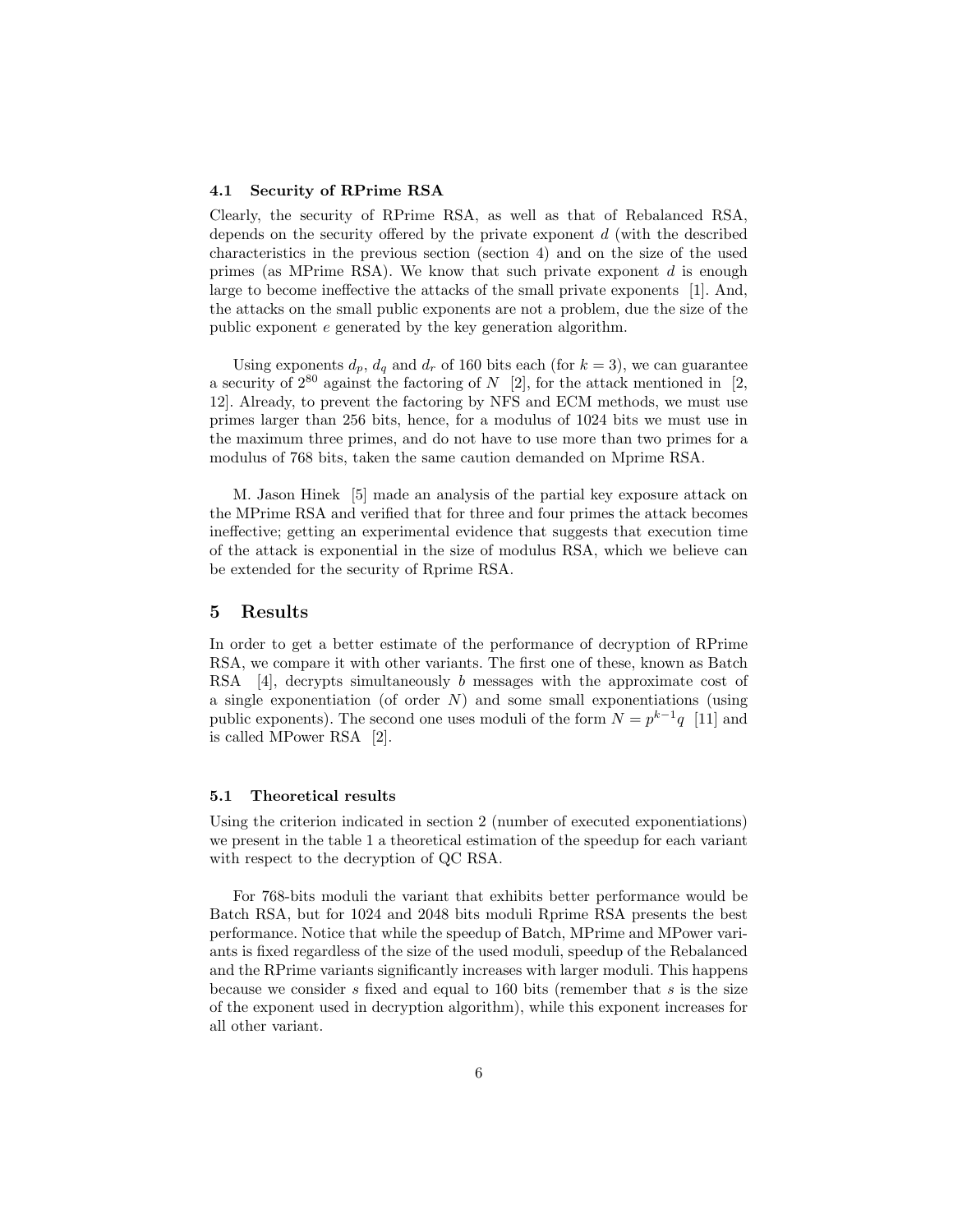### 4.1 Security of RPrime RSA

Clearly, the security of RPrime RSA, as well as that of Rebalanced RSA, depends on the security offered by the private exponent $d$ (with the described characteristics in the previous section (section 4) and on the size of the used primes (as MPrime RSA). We know that such private exponent $d$ is enough large to become ineffective the attacks of the small private exponents [1]. And, the attacks on the small public exponents are not a problem, due the size of the public exponent $e$ generated by the key generation algorithm.

Using exponents $d_p$, $d_q$ and $d_r$ of 160 bits each (for $k = 3$), we can guarantee a security of $2^{80}$ against the factoring of $N$ [2], for the attack mentioned in [2, 12]. Already, to prevent the factoring by NFS and ECM methods, we must use primes larger than 256 bits, hence, for a modulus of 1024 bits we must use in the maximum three primes, and do not have to use more than two primes for a modulus of 768 bits, taken the same caution demanded on Mprime RSA.

M. Jason Hinek [5] made an analysis of the partial key exposure attack on the MPrime RSA and verified that for three and four primes the attack becomes ineffective; getting an experimental evidence that suggests that execution time of the attack is exponential in the size of modulus RSA, which we believe can be extended for the security of Rprime RSA.

## 5 Results

In order to get a better estimate of the performance of decryption of RPrime RSA, we compare it with other variants. The first one of these, known as Batch RSA [4], decrypts simultaneously $b$ messages with the approximate cost of a single exponentiation (of order $N$) and some small exponentiations (using public exponents). The second one uses moduli of the form $N = p^{k-1}q$ [11] and is called MPower RSA [2].

### 5.1 Theoretical results

Using the criterion indicated in section 2 (number of executed exponentiations) we present in the table 1 a theoretical estimation of the speedup for each variant with respect to the decryption of QC RSA.

For 768-bits moduli the variant that exhibits better performance would be Batch RSA, but for 1024 and 2048 bits moduli Rprime RSA presents the best performance. Notice that while the speedup of Batch, MPrime and MPower variants is fixed regardless of the size of the used moduli, speedup of the Rebalanced and the RPrime variants significantly increases with larger moduli. This happens because we consider $s$ fixed and equal to 160 bits (remember that $s$ is the size of the exponent used in decryption algorithm), while this exponent increases for all other variant.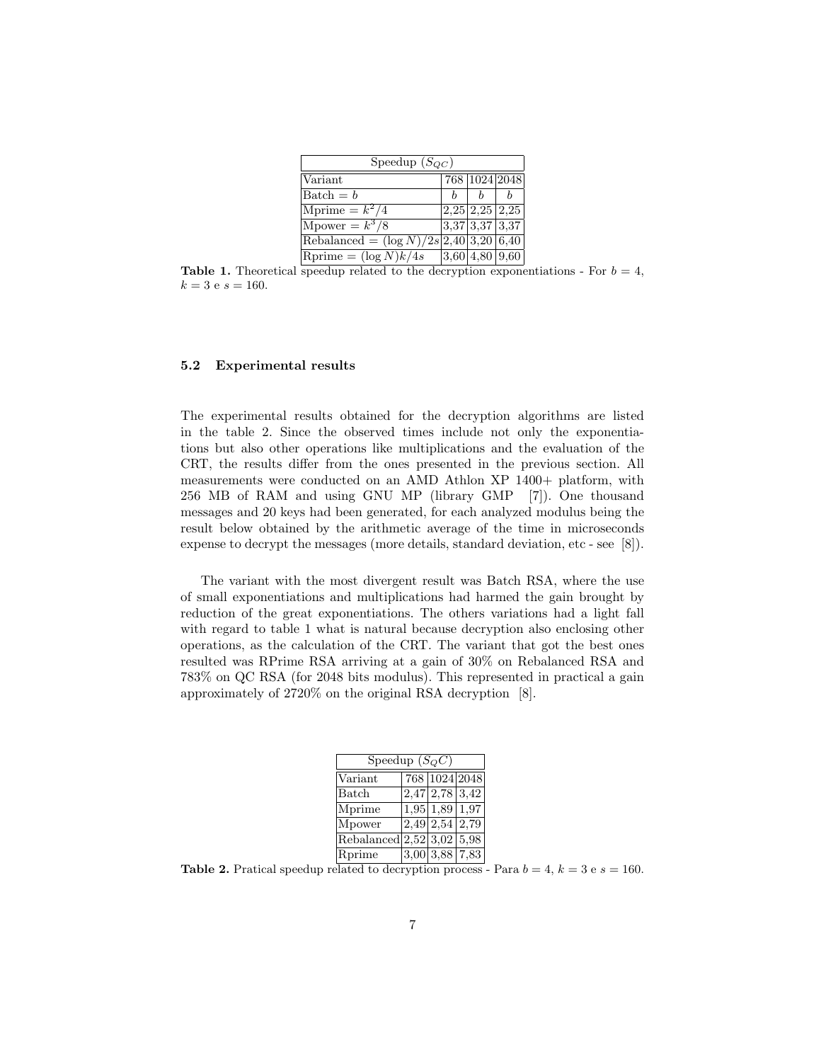| Speedup ($S_{QC}$) | | | |
|---|---|---|---|
| Variant | 768 | 1024 | 2048 |
| Batch = $b$ | $b$ | $b$ | $b$ |
| Mprime = $k^2/4$ | 2,25 | 2,25 | 2,25 |
| Mpower = $k^3/8$ | 3,37 | 3,37 | 3,37 |
| Rebalanced = $(\log N)/2s$ | 2,40 | 3,20 | 6,40 |
| Rprime = $(\log N)k/4s$ | 3,60 | 4,80 | 9,60 |

**Table 1.** Theoretical speedup related to the decryption exponentiations - For $b = 4$, $k = 3$ e $s = 160$.

### 5.2 Experimental results

The experimental results obtained for the decryption algorithms are listed in the table 2. Since the observed times include not only the exponentiations but also other operations like multiplications and the evaluation of the CRT, the results differ from the ones presented in the previous section. All measurements were conducted on an AMD Athlon XP 1400+ platform, with 256 MB of RAM and using GNU MP (library GMP [7]). One thousand messages and 20 keys had been generated, for each analyzed modulus being the result below obtained by the arithmetic average of the time in microseconds expense to decrypt the messages (more details, standard deviation, etc - see [8]).

The variant with the most divergent result was Batch RSA, where the use of small exponentiations and multiplications had harmed the gain brought by reduction of the great exponentiations. The others variations had a light fall with regard to table 1 what is natural because decryption also enclosing other operations, as the calculation of the CRT. The variant that got the best ones resulted was RPrime RSA arriving at a gain of 30% on Rebalanced RSA and 783% on QC RSA (for 2048 bits modulus). This represented in practical a gain approximately of 2720% on the original RSA decryption [8].

| Speedup ($S_QC$) | | | |
|---|---|---|---|
| Variant | 768 | 1024 | 2048 |
| Batch | 2,47 | 2,78 | 3,42 |
| Mprime | 1,95 | 1,89 | 1,97 |
| Mpower | 2,49 | 2,54 | 2,79 |
| Rebalanced | 2,52 | 3,02 | 5,98 |
| Rprime | 3,00 | 3,88 | 7,83 |

**Table 2.** Pratical speedup related to decryption process - Para $b = 4$, $k = 3$ e $s = 160$.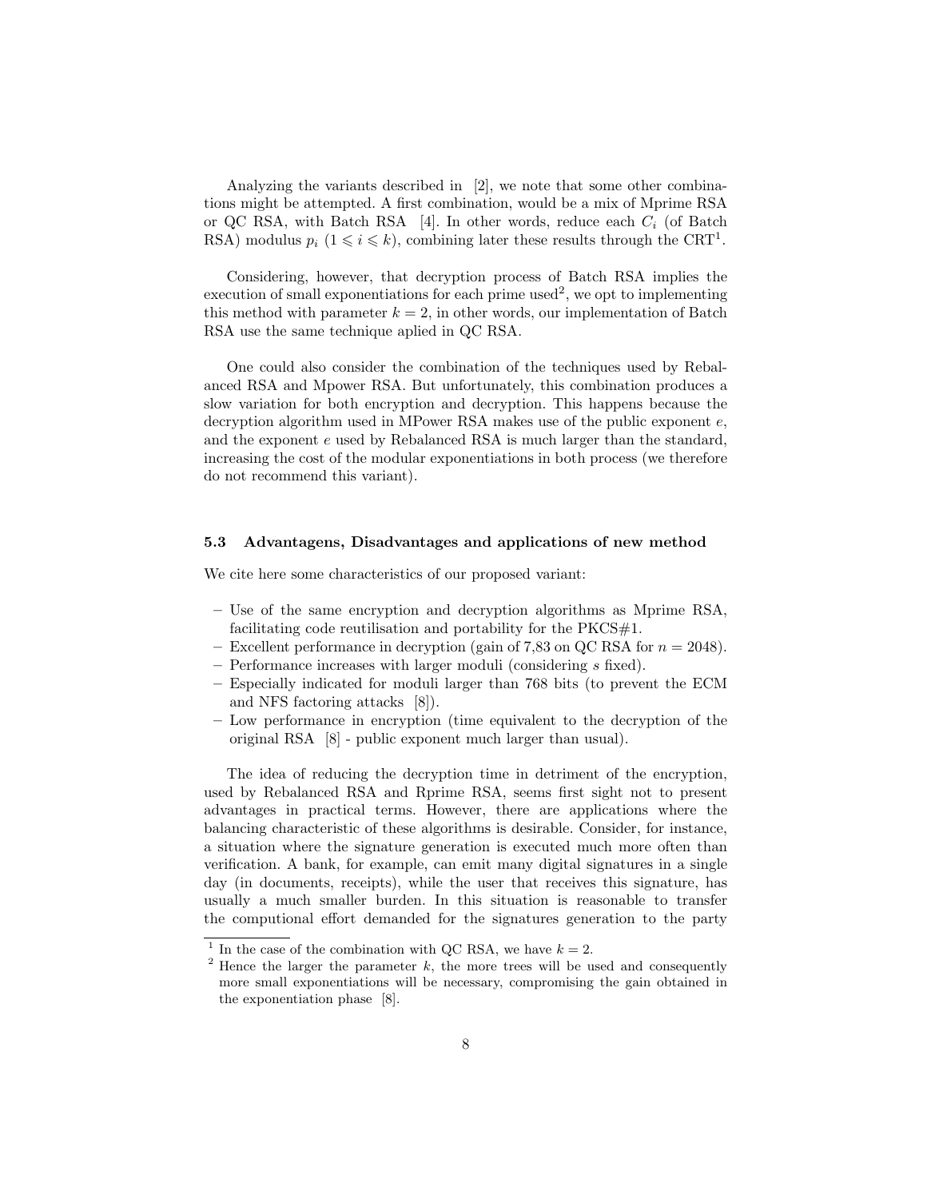Analyzing the variants described in [2], we note that some other combinations might be attempted. A first combination, would be a mix of Mprime RSA or QC RSA, with Batch RSA [4]. In other words, reduce each $C_i$ (of Batch RSA) modulus $p_i$ ($1 \leqslant i \leqslant k$), combining later these results through the CRT[1].

Considering, however, that decryption process of Batch RSA implies the execution of small exponentiations for each prime used[2], we opt to implementing this method with parameter $k = 2$, in other words, our implementation of Batch RSA use the same technique aplied in QC RSA.

One could also consider the combination of the techniques used by Rebalanced RSA and Mpower RSA. But unfortunately, this combination produces a slow variation for both encryption and decryption. This happens because the decryption algorithm used in MPower RSA makes use of the public exponent $e$, and the exponent $e$ used by Rebalanced RSA is much larger than the standard, increasing the cost of the modular exponentiations in both process (we therefore do not recommend this variant).

### 5.3 Advantagens, Disadvantages and applications of new method

We cite here some characteristics of our proposed variant:

- Use of the same encryption and decryption algorithms as Mprime RSA, facilitating code reutilisation and portability for the PKCS#1.
- Excellent performance in decryption (gain of 7,83 on QC RSA for $n = 2048$).
- Performance increases with larger moduli (considering $s$ fixed).
- Especially indicated for moduli larger than 768 bits (to prevent the ECM and NFS factoring attacks [8]).
- Low performance in encryption (time equivalent to the decryption of the original RSA [8] - public exponent much larger than usual).

The idea of reducing the decryption time in detriment of the encryption, used by Rebalanced RSA and Rprime RSA, seems first sight not to present advantages in practical terms. However, there are applications where the balancing characteristic of these algorithms is desirable. Consider, for instance, a situation where the signature generation is executed much more often than verification. A bank, for example, can emit many digital signatures in a single day (in documents, receipts), while the user that receives this signature, has usually a much smaller burden. In this situation is reasonable to transfer the computional effort demanded for the signatures generation to the party

[1] In the case of the combination with QC RSA, we have $k = 2$.

[2] Hence the larger the parameter $k$, the more trees will be used and consequently more small exponentiations will be necessary, compromising the gain obtained in the exponentiation phase [8].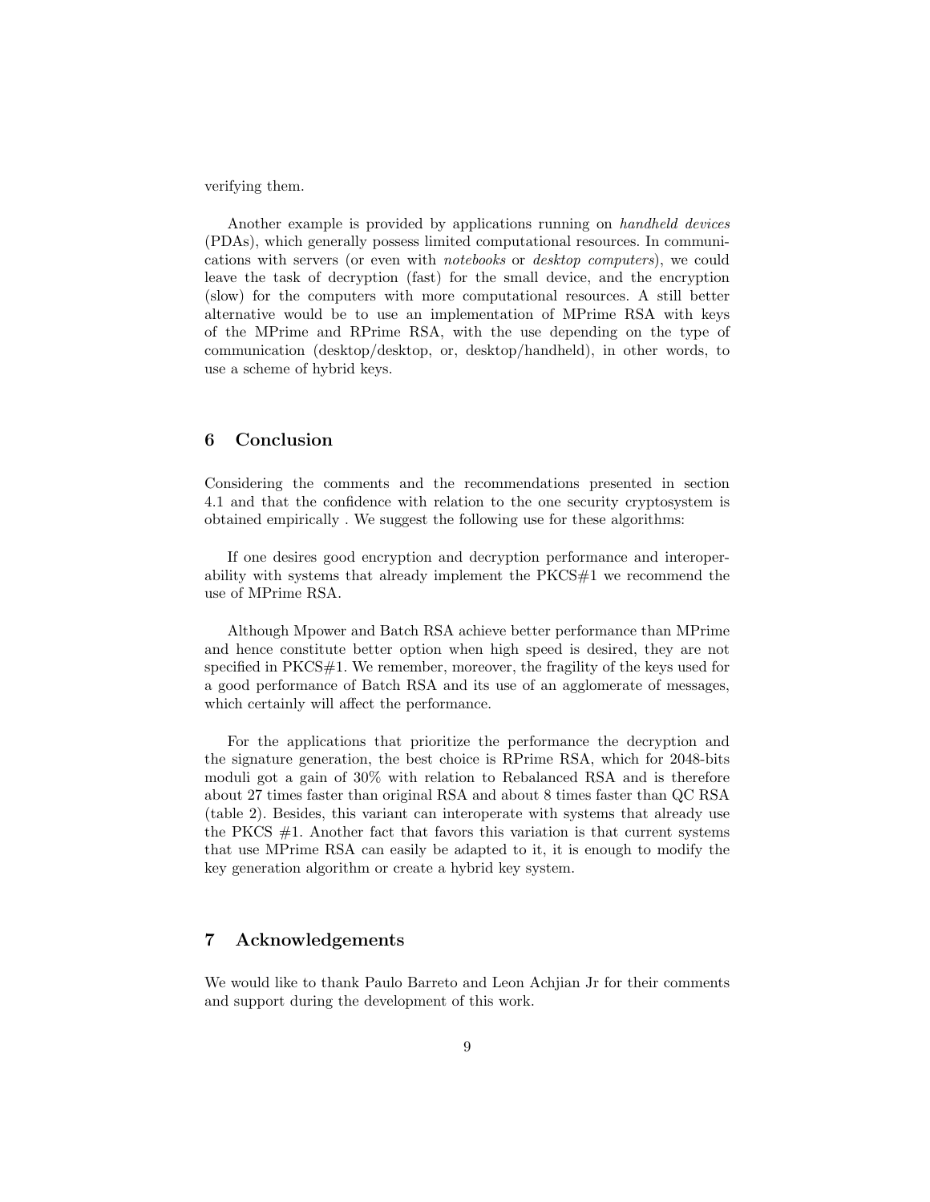verifying them.

Another example is provided by applications running on *handheld devices* (PDAs), which generally possess limited computational resources. In communications with servers (or even with *notebooks* or *desktop computers*), we could leave the task of decryption (fast) for the small device, and the encryption (slow) for the computers with more computational resources. A still better alternative would be to use an implementation of MPrime RSA with keys of the MPrime and RPrime RSA, with the use depending on the type of communication (desktop/desktop, or, desktop/handheld), in other words, to use a scheme of hybrid keys.

## 6 Conclusion

Considering the comments and the recommendations presented in section 4.1 and that the confidence with relation to the one security cryptosystem is obtained empirically . We suggest the following use for these algorithms:

If one desires good encryption and decryption performance and interoperability with systems that already implement the PKCS#1 we recommend the use of MPrime RSA.

Although Mpower and Batch RSA achieve better performance than MPrime and hence constitute better option when high speed is desired, they are not specified in PKCS#1. We remember, moreover, the fragility of the keys used for a good performance of Batch RSA and its use of an agglomerate of messages, which certainly will affect the performance.

For the applications that prioritize the performance the decryption and the signature generation, the best choice is RPrime RSA, which for 2048-bits moduli got a gain of 30% with relation to Rebalanced RSA and is therefore about 27 times faster than original RSA and about 8 times faster than QC RSA (table 2). Besides, this variant can interoperate with systems that already use the PKCS #1. Another fact that favors this variation is that current systems that use MPrime RSA can easily be adapted to it, it is enough to modify the key generation algorithm or create a hybrid key system.

## 7 Acknowledgements

We would like to thank Paulo Barreto and Leon Achjian Jr for their comments and support during the development of this work.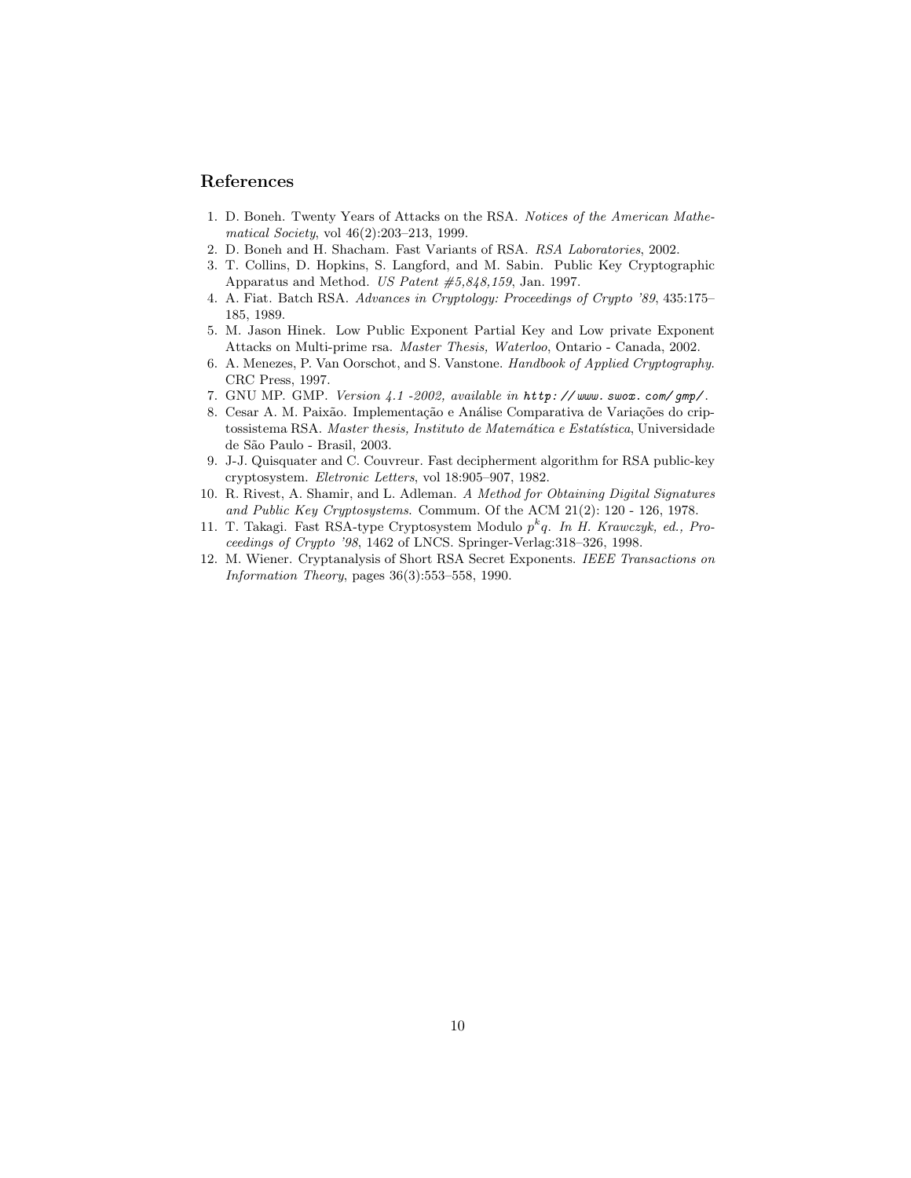## References

1. D. Boneh. Twenty Years of Attacks on the RSA. *Notices of the American Mathematical Society*, vol 46(2):203–213, 1999.
2. D. Boneh and H. Shacham. Fast Variants of RSA. *RSA Laboratories*, 2002.
3. T. Collins, D. Hopkins, S. Langford, and M. Sabin. Public Key Cryptographic Apparatus and Method. *US Patent #5,848,159*, Jan. 1997.
4. A. Fiat. Batch RSA. *Advances in Cryptology: Proceedings of Crypto '89*, 435:175–185, 1989.
5. M. Jason Hinek. Low Public Exponent Partial Key and Low private Exponent Attacks on Multi-prime rsa. *Master Thesis, Waterloo*, Ontario - Canada, 2002.
6. A. Menezes, P. Van Oorschot, and S. Vanstone. *Handbook of Applied Cryptography*. CRC Press, 1997.
7. GNU MP. GMP. *Version 4.1 -2002, available in* `http://www.swox.com/gmp/`.
8. Cesar A. M. Paixão. Implementação e Análise Comparativa de Variações do criptossistema RSA. *Master thesis, Instituto de Matemática e Estatística*, Universidade de São Paulo - Brasil, 2003.
9. J-J. Quisquater and C. Couvreur. Fast decipherment algorithm for RSA public-key cryptosystem. *Eletronic Letters*, vol 18:905–907, 1982.
10. R. Rivest, A. Shamir, and L. Adleman. *A Method for Obtaining Digital Signatures and Public Key Cryptosystems*. Commum. Of the ACM 21(2): 120 - 126, 1978.
11. T. Takagi. Fast RSA-type Cryptosystem Modulo $p^k q$. *In H. Krawczyk, ed., Proceedings of Crypto '98*, 1462 of LNCS. Springer-Verlag:318–326, 1998.
12. M. Wiener. Cryptanalysis of Short RSA Secret Exponents. *IEEE Transactions on Information Theory*, pages 36(3):553–558, 1990.